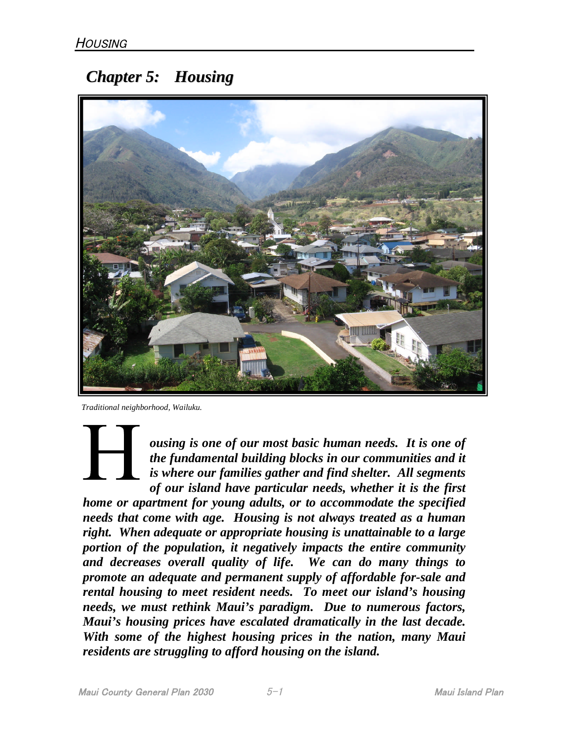# Chapter 5: Housing

Traditional neighborhood, Wailuku.

***Housing is one of our most basic human needs. It is one of the fundamental building blocks in our communities and it is where our families gather and find shelter. All segments of our island have particular needs, whether it is the first home or apartment for young adults, or to accommodate the specified needs that come with age. Housing is not always treated as a human right. When adequate or appropriate housing is unattainable to a large portion of the population, it negatively impacts the entire community and decreases overall quality of life. We can do many things to promote an adequate and permanent supply of affordable for-sale and rental housing to meet resident needs. To meet our island's housing needs, we must rethink Maui's paradigm. Due to numerous factors, Maui's housing prices have escalated dramatically in the last decade. With some of the highest housing prices in the nation, many Maui residents are struggling to afford housing on the island.***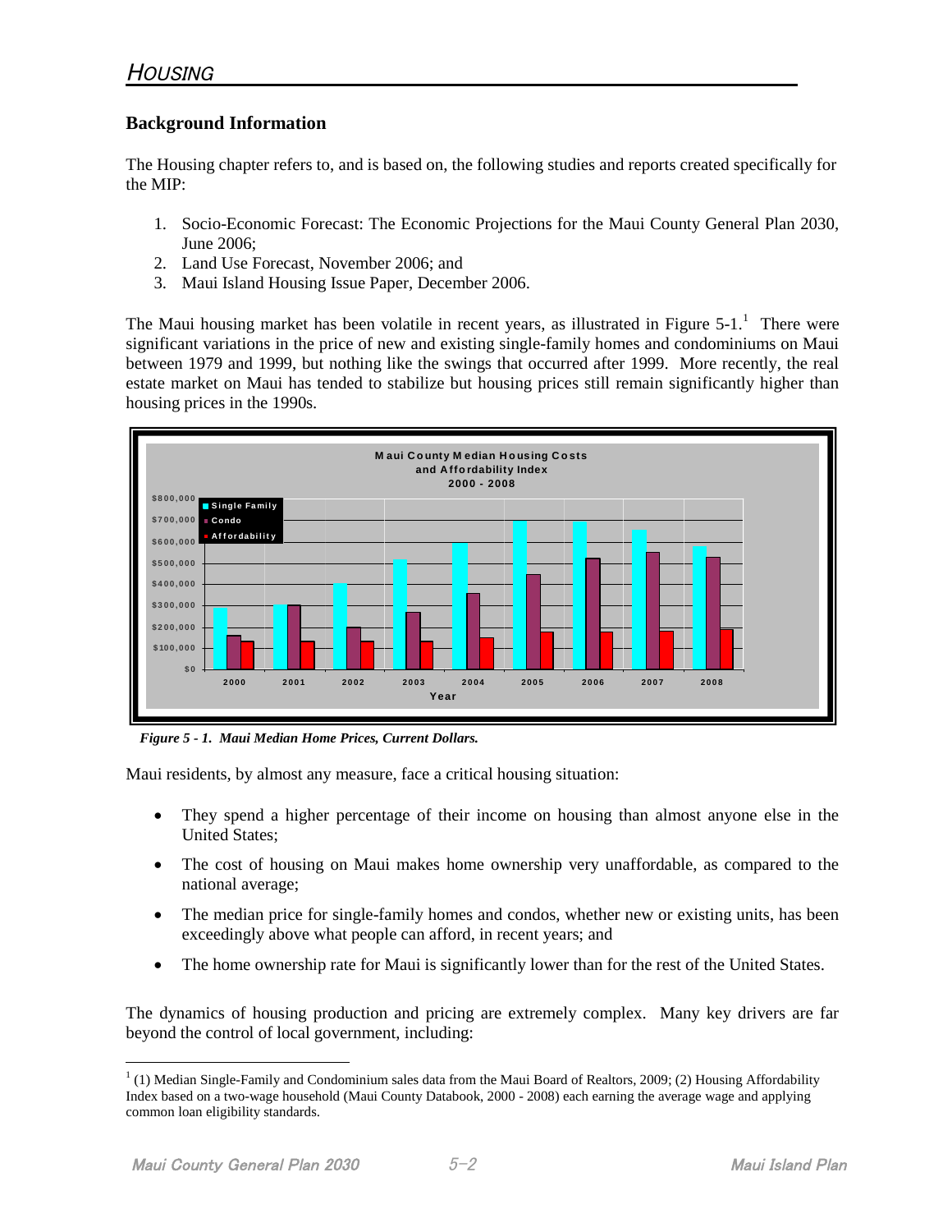# HOUSING

## Background Information

The Housing chapter refers to, and is based on, the following studies and reports created specifically for the MIP:

1. Socio-Economic Forecast: The Economic Projections for the Maui County General Plan 2030, June 2006;
2. Land Use Forecast, November 2006; and
3. Maui Island Housing Issue Paper, December 2006.

The Maui housing market has been volatile in recent years, as illustrated in Figure 5-1.[1] There were significant variations in the price of new and existing single-family homes and condominiums on Maui between 1979 and 1999, but nothing like the swings that occurred after 1999. More recently, the real estate market on Maui has tended to stabilize but housing prices still remain significantly higher than housing prices in the 1990s.

*Figure 5 - 1. Maui Median Home Prices, Current Dollars.*

Maui residents, by almost any measure, face a critical housing situation:

- They spend a higher percentage of their income on housing than almost anyone else in the United States;
- The cost of housing on Maui makes home ownership very unaffordable, as compared to the national average;
- The median price for single-family homes and condos, whether new or existing units, has been exceedingly above what people can afford, in recent years; and
- The home ownership rate for Maui is significantly lower than for the rest of the United States.

The dynamics of housing production and pricing are extremely complex. Many key drivers are far beyond the control of local government, including:

[1] (1) Median Single-Family and Condominium sales data from the Maui Board of Realtors, 2009; (2) Housing Affordability Index based on a two-wage household (Maui County Databook, 2000 - 2008) each earning the average wage and applying common loan eligibility standards.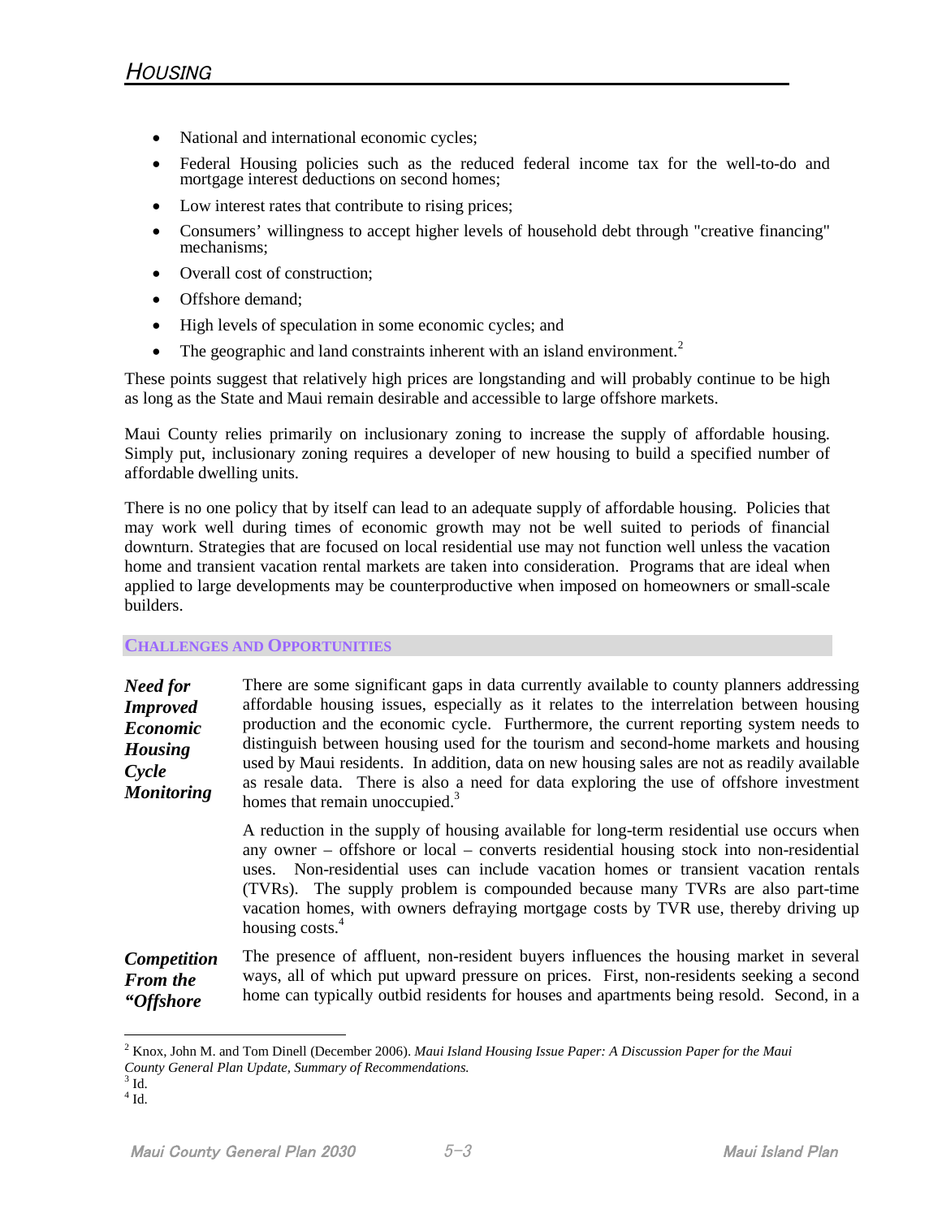- National and international economic cycles;
- Federal Housing policies such as the reduced federal income tax for the well-to-do and mortgage interest deductions on second homes;
- Low interest rates that contribute to rising prices;
- Consumers' willingness to accept higher levels of household debt through "creative financing" mechanisms;
- Overall cost of construction;
- Offshore demand;
- High levels of speculation in some economic cycles; and
- The geographic and land constraints inherent with an island environment.[2]

These points suggest that relatively high prices are longstanding and will probably continue to be high as long as the State and Maui remain desirable and accessible to large offshore markets.

Maui County relies primarily on inclusionary zoning to increase the supply of affordable housing. Simply put, inclusionary zoning requires a developer of new housing to build a specified number of affordable dwelling units.

There is no one policy that by itself can lead to an adequate supply of affordable housing. Policies that may work well during times of economic growth may not be well suited to periods of financial downturn. Strategies that are focused on local residential use may not function well unless the vacation home and transient vacation rental markets are taken into consideration. Programs that are ideal when applied to large developments may be counterproductive when imposed on homeowners or small-scale builders.

## CHALLENGES AND OPPORTUNITIES

***Need for Improved Economic Housing Cycle Monitoring***

There are some significant gaps in data currently available to county planners addressing affordable housing issues, especially as it relates to the interrelation between housing production and the economic cycle. Furthermore, the current reporting system needs to distinguish between housing used for the tourism and second-home markets and housing used by Maui residents. In addition, data on new housing sales are not as readily available as resale data. There is also a need for data exploring the use of offshore investment homes that remain unoccupied.[3]

A reduction in the supply of housing available for long-term residential use occurs when any owner – offshore or local – converts residential housing stock into non-residential uses. Non-residential uses can include vacation homes or transient vacation rentals (TVRs). The supply problem is compounded because many TVRs are also part-time vacation homes, with owners defraying mortgage costs by TVR use, thereby driving up housing costs.[4]

***Competition From the "Offshore***

The presence of affluent, non-resident buyers influences the housing market in several ways, all of which put upward pressure on prices. First, non-residents seeking a second home can typically outbid residents for houses and apartments being resold. Second, in a

---

[2] Knox, John M. and Tom Dinell (December 2006). *Maui Island Housing Issue Paper: A Discussion Paper for the Maui County General Plan Update, Summary of Recommendations.*

[3] Id.

[4] Id.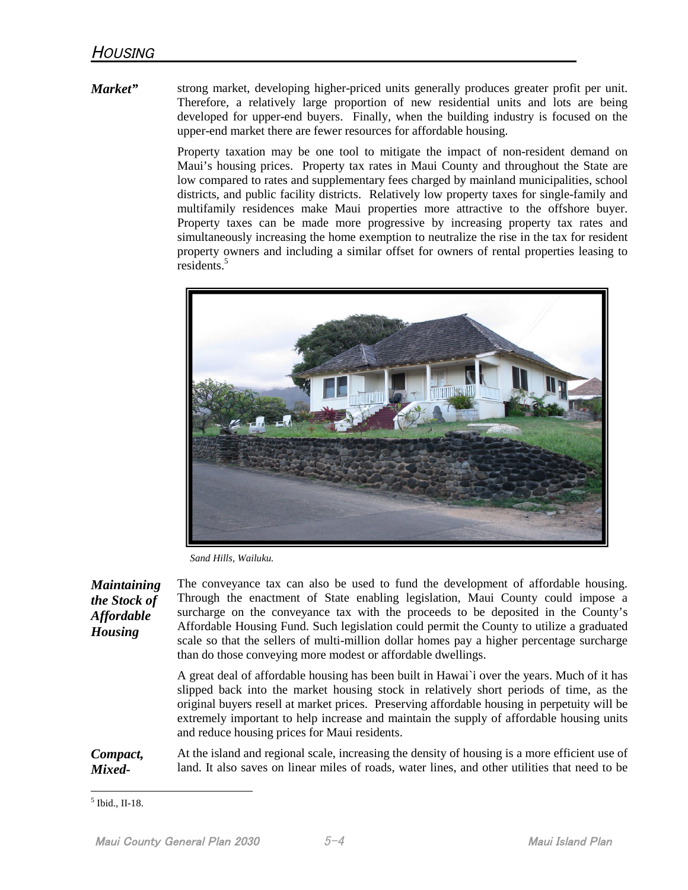*Market"*

strong market, developing higher-priced units generally produces greater profit per unit. Therefore, a relatively large proportion of new residential units and lots are being developed for upper-end buyers. Finally, when the building industry is focused on the upper-end market there are fewer resources for affordable housing.

Property taxation may be one tool to mitigate the impact of non-resident demand on Maui's housing prices. Property tax rates in Maui County and throughout the State are low compared to rates and supplementary fees charged by mainland municipalities, school districts, and public facility districts. Relatively low property taxes for single-family and multifamily residences make Maui properties more attractive to the offshore buyer. Property taxes can be made more progressive by increasing property tax rates and simultaneously increasing the home exemption to neutralize the rise in the tax for resident property owners and including a similar offset for owners of rental properties leasing to residents.[5]

*Sand Hills, Wailuku.*

### *Maintaining the Stock of Affordable Housing*

The conveyance tax can also be used to fund the development of affordable housing. Through the enactment of State enabling legislation, Maui County could impose a surcharge on the conveyance tax with the proceeds to be deposited in the County's Affordable Housing Fund. Such legislation could permit the County to utilize a graduated scale so that the sellers of multi-million dollar homes pay a higher percentage surcharge than do those conveying more modest or affordable dwellings.

A great deal of affordable housing has been built in Hawai`i over the years. Much of it has slipped back into the market housing stock in relatively short periods of time, as the original buyers resell at market prices. Preserving affordable housing in perpetuity will be extremely important to help increase and maintain the supply of affordable housing units and reduce housing prices for Maui residents.

### *Compact, Mixed-*

At the island and regional scale, increasing the density of housing is a more efficient use of land. It also saves on linear miles of roads, water lines, and other utilities that need to be

[5] Ibid., II-18.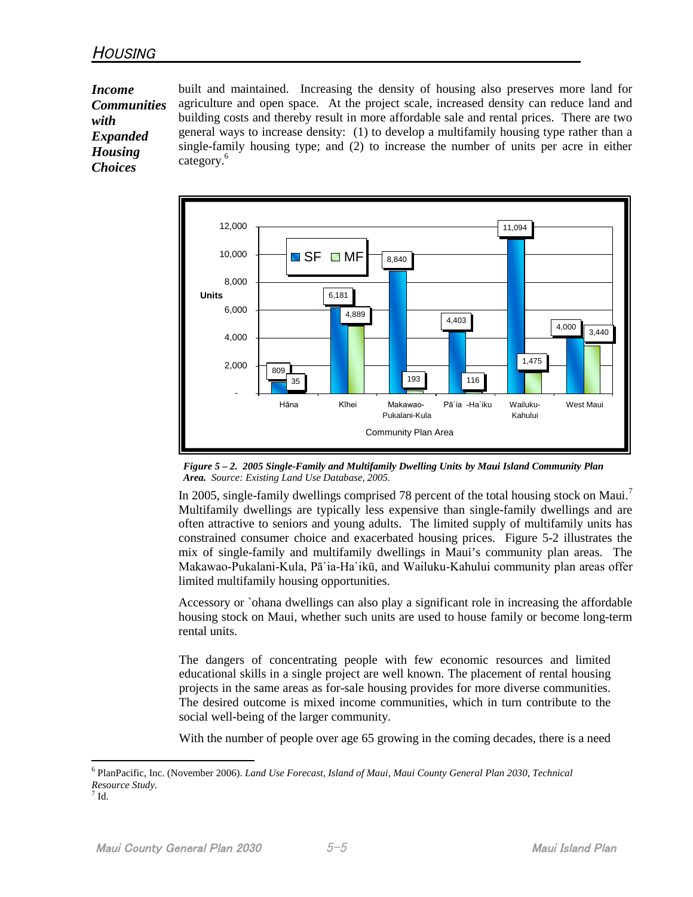*Income Communities with Expanded Housing Choices*

built and maintained. Increasing the density of housing also preserves more land for agriculture and open space. At the project scale, increased density can reduce land and building costs and thereby result in more affordable sale and rental prices. There are two general ways to increase density: (1) to develop a multifamily housing type rather than a single-family housing type; and (2) to increase the number of units per acre in either category.[6]

| Community Plan Area | SF | MF |
|---|---|---|
| Hāna | 809 | 35 |
| Kīhei | 6,181 | 4,889 |
| Makawao-Pukalani-Kula | 8,840 | 193 |
| Pā`ia -Ha`iku | 4,403 | 116 |
| Wailuku-Kahului | 11,094 | 1,475 |
| West Maui | 4,000 | 3,440 |

***Figure 5 – 2. 2005 Single-Family and Multifamily Dwelling Units by Maui Island Community Plan Area.*** *Source: Existing Land Use Database, 2005.*

In 2005, single-family dwellings comprised 78 percent of the total housing stock on Maui.[7] Multifamily dwellings are typically less expensive than single-family dwellings and are often attractive to seniors and young adults. The limited supply of multifamily units has constrained consumer choice and exacerbated housing prices. Figure 5-2 illustrates the mix of single-family and multifamily dwellings in Maui's community plan areas. The Makawao-Pukalani-Kula, Pā`ia-Ha`ikū, and Wailuku-Kahului community plan areas offer limited multifamily housing opportunities.

Accessory or `ohana dwellings can also play a significant role in increasing the affordable housing stock on Maui, whether such units are used to house family or become long-term rental units.

The dangers of concentrating people with few economic resources and limited educational skills in a single project are well known. The placement of rental housing projects in the same areas as for-sale housing provides for more diverse communities. The desired outcome is mixed income communities, which in turn contribute to the social well-being of the larger community.

With the number of people over age 65 growing in the coming decades, there is a need

---

[6] PlanPacific, Inc. (November 2006). *Land Use Forecast, Island of Maui, Maui County General Plan 2030, Technical Resource Study.*

[7] Id.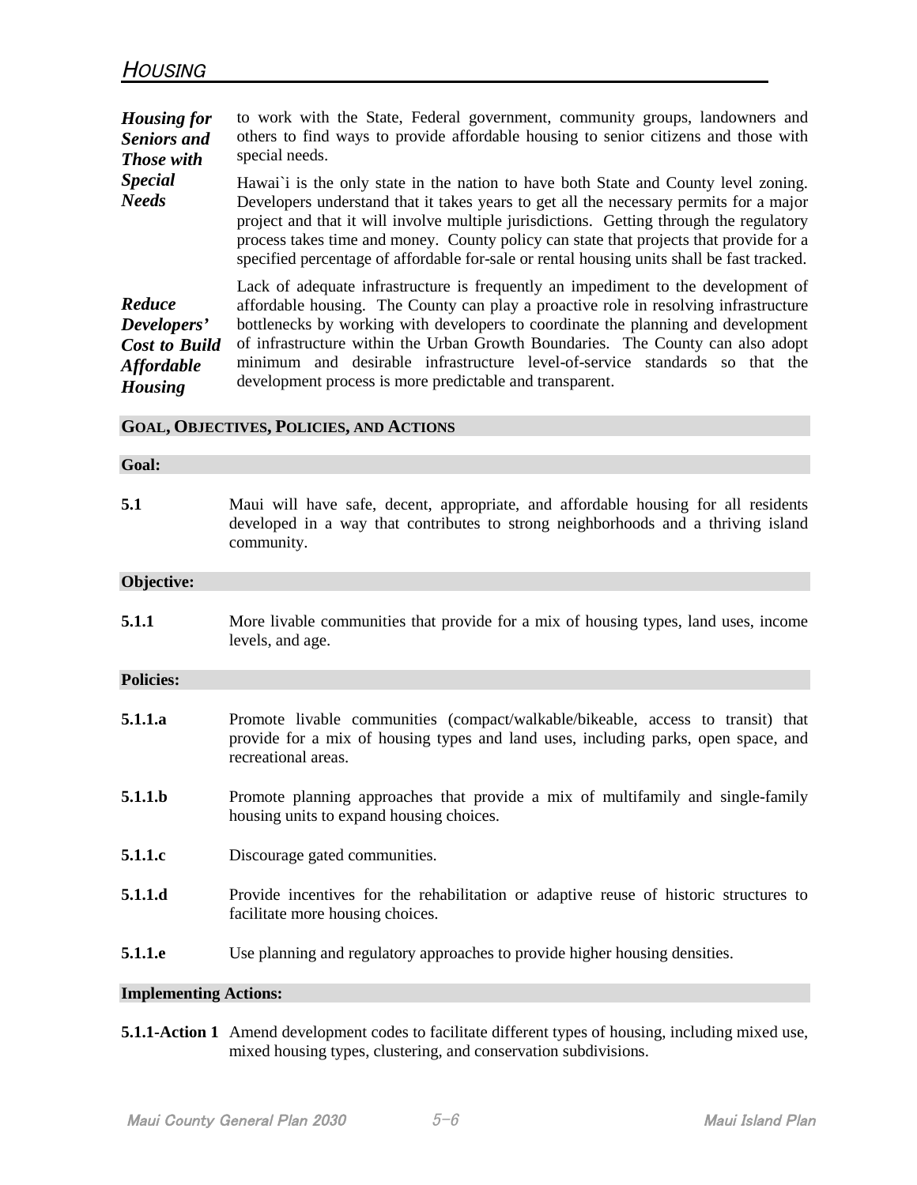***Housing for Seniors and Those with Special Needs***

to work with the State, Federal government, community groups, landowners and others to find ways to provide affordable housing to senior citizens and those with special needs.

Hawai`i is the only state in the nation to have both State and County level zoning. Developers understand that it takes years to get all the necessary permits for a major project and that it will involve multiple jurisdictions. Getting through the regulatory process takes time and money. County policy can state that projects that provide for a specified percentage of affordable for-sale or rental housing units shall be fast tracked.

***Reduce Developers' Cost to Build Affordable Housing***

Lack of adequate infrastructure is frequently an impediment to the development of affordable housing. The County can play a proactive role in resolving infrastructure bottlenecks by working with developers to coordinate the planning and development of infrastructure within the Urban Growth Boundaries. The County can also adopt minimum and desirable infrastructure level-of-service standards so that the development process is more predictable and transparent.

## GOAL, OBJECTIVES, POLICIES, AND ACTIONS

### Goal:

**5.1** Maui will have safe, decent, appropriate, and affordable housing for all residents developed in a way that contributes to strong neighborhoods and a thriving island community.

### Objective:

**5.1.1** More livable communities that provide for a mix of housing types, land uses, income levels, and age.

### Policies:

**5.1.1.a** Promote livable communities (compact/walkable/bikeable, access to transit) that provide for a mix of housing types and land uses, including parks, open space, and recreational areas.

**5.1.1.b** Promote planning approaches that provide a mix of multifamily and single-family housing units to expand housing choices.

**5.1.1.c** Discourage gated communities.

**5.1.1.d** Provide incentives for the rehabilitation or adaptive reuse of historic structures to facilitate more housing choices.

**5.1.1.e** Use planning and regulatory approaches to provide higher housing densities.

### Implementing Actions:

**5.1.1-Action 1** Amend development codes to facilitate different types of housing, including mixed use, mixed housing types, clustering, and conservation subdivisions.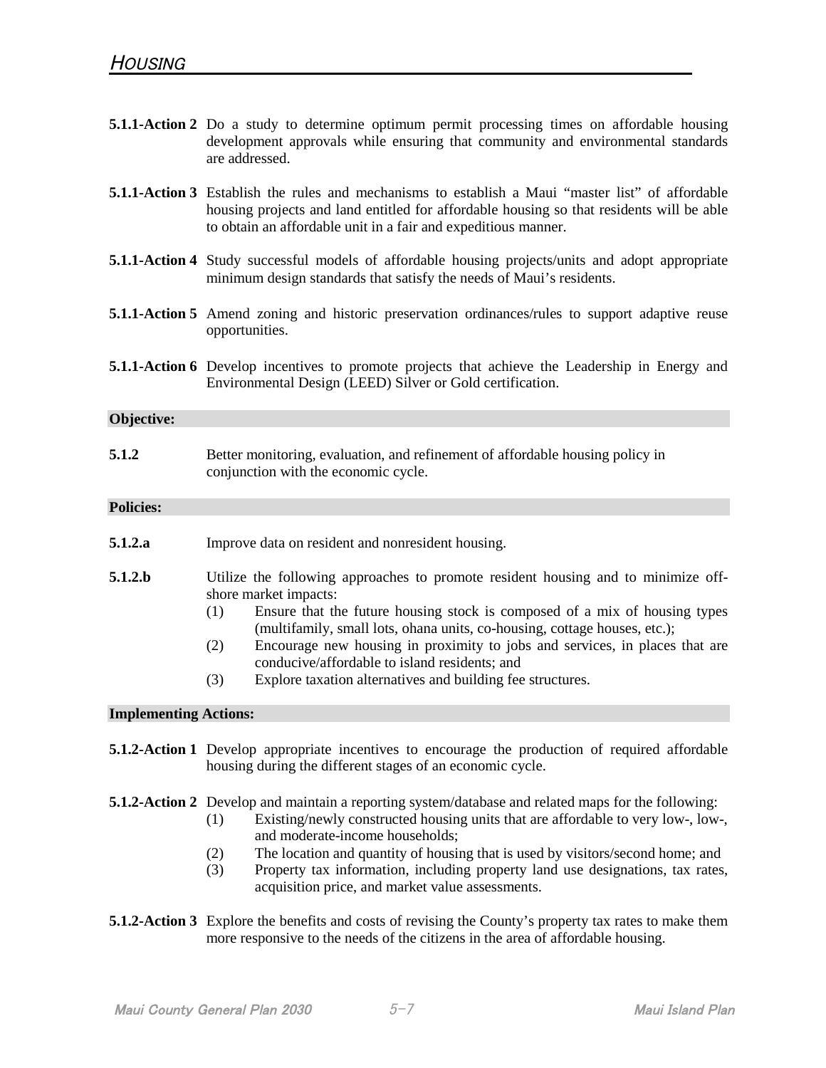**5.1.1-Action 2** Do a study to determine optimum permit processing times on affordable housing development approvals while ensuring that community and environmental standards are addressed.

**5.1.1-Action 3** Establish the rules and mechanisms to establish a Maui "master list" of affordable housing projects and land entitled for affordable housing so that residents will be able to obtain an affordable unit in a fair and expeditious manner.

**5.1.1-Action 4** Study successful models of affordable housing projects/units and adopt appropriate minimum design standards that satisfy the needs of Maui's residents.

**5.1.1-Action 5** Amend zoning and historic preservation ordinances/rules to support adaptive reuse opportunities.

**5.1.1-Action 6** Develop incentives to promote projects that achieve the Leadership in Energy and Environmental Design (LEED) Silver or Gold certification.

**Objective:**

**5.1.2** Better monitoring, evaluation, and refinement of affordable housing policy in conjunction with the economic cycle.

**Policies:**

**5.1.2.a** Improve data on resident and nonresident housing.

**5.1.2.b** Utilize the following approaches to promote resident housing and to minimize off-shore market impacts:

(1) Ensure that the future housing stock is composed of a mix of housing types (multifamily, small lots, ohana units, co-housing, cottage houses, etc.);

(2) Encourage new housing in proximity to jobs and services, in places that are conducive/affordable to island residents; and

(3) Explore taxation alternatives and building fee structures.

**Implementing Actions:**

**5.1.2-Action 1** Develop appropriate incentives to encourage the production of required affordable housing during the different stages of an economic cycle.

**5.1.2-Action 2** Develop and maintain a reporting system/database and related maps for the following:

(1) Existing/newly constructed housing units that are affordable to very low-, low-, and moderate-income households;

(2) The location and quantity of housing that is used by visitors/second home; and

(3) Property tax information, including property land use designations, tax rates, acquisition price, and market value assessments.

**5.1.2-Action 3** Explore the benefits and costs of revising the County's property tax rates to make them more responsive to the needs of the citizens in the area of affordable housing.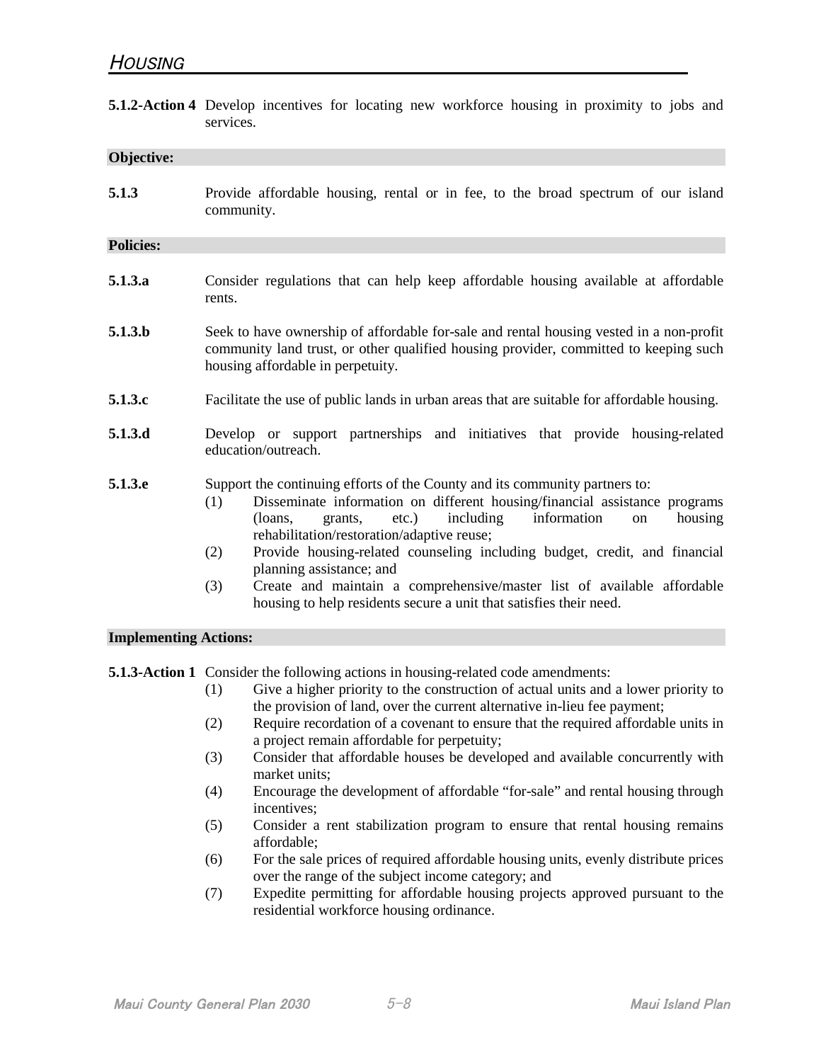**5.1.2-Action 4** Develop incentives for locating new workforce housing in proximity to jobs and services.

**Objective:**

**5.1.3** Provide affordable housing, rental or in fee, to the broad spectrum of our island community.

**Policies:**

**5.1.3.a** Consider regulations that can help keep affordable housing available at affordable rents.

**5.1.3.b** Seek to have ownership of affordable for-sale and rental housing vested in a non-profit community land trust, or other qualified housing provider, committed to keeping such housing affordable in perpetuity.

**5.1.3.c** Facilitate the use of public lands in urban areas that are suitable for affordable housing.

**5.1.3.d** Develop or support partnerships and initiatives that provide housing-related education/outreach.

**5.1.3.e** Support the continuing efforts of the County and its community partners to:

(1) Disseminate information on different housing/financial assistance programs (loans, grants, etc.) including information on housing rehabilitation/restoration/adaptive reuse;

(2) Provide housing-related counseling including budget, credit, and financial planning assistance; and

(3) Create and maintain a comprehensive/master list of available affordable housing to help residents secure a unit that satisfies their need.

**Implementing Actions:**

**5.1.3-Action 1** Consider the following actions in housing-related code amendments:

(1) Give a higher priority to the construction of actual units and a lower priority to the provision of land, over the current alternative in-lieu fee payment;

(2) Require recordation of a covenant to ensure that the required affordable units in a project remain affordable for perpetuity;

(3) Consider that affordable houses be developed and available concurrently with market units;

(4) Encourage the development of affordable "for-sale" and rental housing through incentives;

(5) Consider a rent stabilization program to ensure that rental housing remains affordable;

(6) For the sale prices of required affordable housing units, evenly distribute prices over the range of the subject income category; and

(7) Expedite permitting for affordable housing projects approved pursuant to the residential workforce housing ordinance.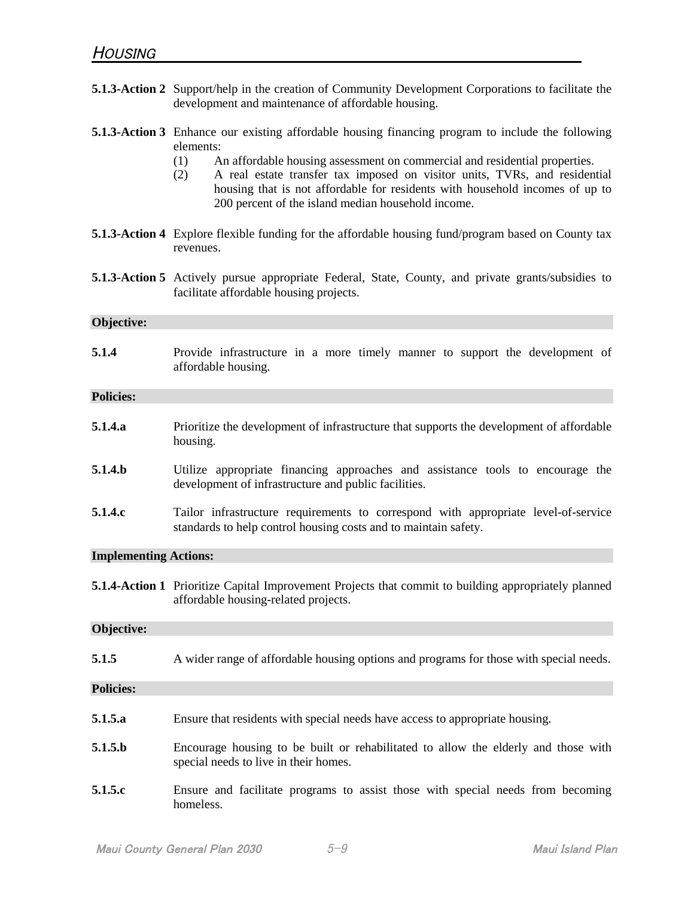**5.1.3-Action 2** Support/help in the creation of Community Development Corporations to facilitate the development and maintenance of affordable housing.

**5.1.3-Action 3** Enhance our existing affordable housing financing program to include the following elements:

(1) An affordable housing assessment on commercial and residential properties.

(2) A real estate transfer tax imposed on visitor units, TVRs, and residential housing that is not affordable for residents with household incomes of up to 200 percent of the island median household income.

**5.1.3-Action 4** Explore flexible funding for the affordable housing fund/program based on County tax revenues.

**5.1.3-Action 5** Actively pursue appropriate Federal, State, County, and private grants/subsidies to facilitate affordable housing projects.

**Objective:**

**5.1.4** Provide infrastructure in a more timely manner to support the development of affordable housing.

**Policies:**

**5.1.4.a** Prioritize the development of infrastructure that supports the development of affordable housing.

**5.1.4.b** Utilize appropriate financing approaches and assistance tools to encourage the development of infrastructure and public facilities.

**5.1.4.c** Tailor infrastructure requirements to correspond with appropriate level-of-service standards to help control housing costs and to maintain safety.

**Implementing Actions:**

**5.1.4-Action 1** Prioritize Capital Improvement Projects that commit to building appropriately planned affordable housing-related projects.

**Objective:**

**5.1.5** A wider range of affordable housing options and programs for those with special needs.

**Policies:**

**5.1.5.a** Ensure that residents with special needs have access to appropriate housing.

**5.1.5.b** Encourage housing to be built or rehabilitated to allow the elderly and those with special needs to live in their homes.

**5.1.5.c** Ensure and facilitate programs to assist those with special needs from becoming homeless.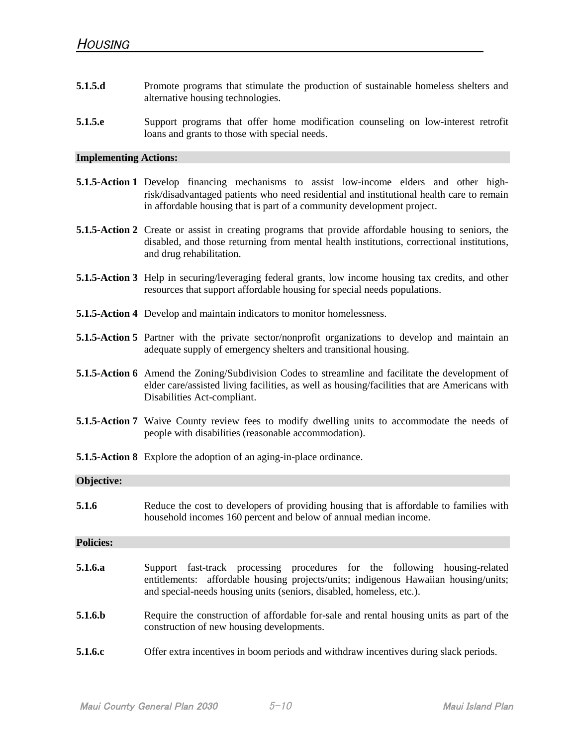**5.1.5.d** Promote programs that stimulate the production of sustainable homeless shelters and alternative housing technologies.

**5.1.5.e** Support programs that offer home modification counseling on low-interest retrofit loans and grants to those with special needs.

**Implementing Actions:**

**5.1.5-Action 1** Develop financing mechanisms to assist low-income elders and other high-risk/disadvantaged patients who need residential and institutional health care to remain in affordable housing that is part of a community development project.

**5.1.5-Action 2** Create or assist in creating programs that provide affordable housing to seniors, the disabled, and those returning from mental health institutions, correctional institutions, and drug rehabilitation.

**5.1.5-Action 3** Help in securing/leveraging federal grants, low income housing tax credits, and other resources that support affordable housing for special needs populations.

**5.1.5-Action 4** Develop and maintain indicators to monitor homelessness.

**5.1.5-Action 5** Partner with the private sector/nonprofit organizations to develop and maintain an adequate supply of emergency shelters and transitional housing.

**5.1.5-Action 6** Amend the Zoning/Subdivision Codes to streamline and facilitate the development of elder care/assisted living facilities, as well as housing/facilities that are Americans with Disabilities Act-compliant.

**5.1.5-Action 7** Waive County review fees to modify dwelling units to accommodate the needs of people with disabilities (reasonable accommodation).

**5.1.5-Action 8** Explore the adoption of an aging-in-place ordinance.

**Objective:**

**5.1.6** Reduce the cost to developers of providing housing that is affordable to families with household incomes 160 percent and below of annual median income.

**Policies:**

**5.1.6.a** Support fast-track processing procedures for the following housing-related entitlements: affordable housing projects/units; indigenous Hawaiian housing/units; and special-needs housing units (seniors, disabled, homeless, etc.).

**5.1.6.b** Require the construction of affordable for-sale and rental housing units as part of the construction of new housing developments.

**5.1.6.c** Offer extra incentives in boom periods and withdraw incentives during slack periods.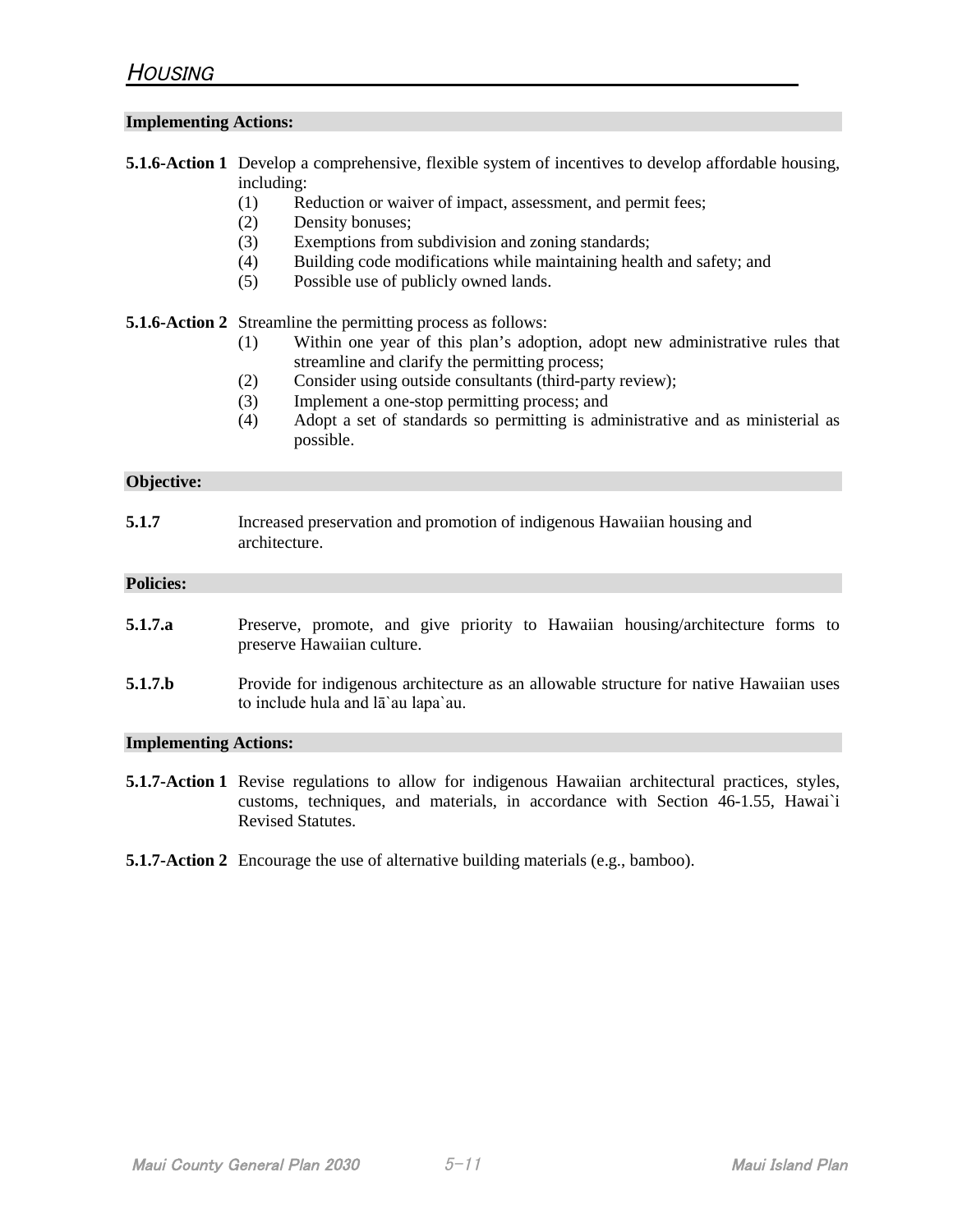**Implementing Actions:**

**5.1.6-Action 1** Develop a comprehensive, flexible system of incentives to develop affordable housing, including:

(1) Reduction or waiver of impact, assessment, and permit fees;
(2) Density bonuses;
(3) Exemptions from subdivision and zoning standards;
(4) Building code modifications while maintaining health and safety; and
(5) Possible use of publicly owned lands.

**5.1.6-Action 2** Streamline the permitting process as follows:

(1) Within one year of this plan's adoption, adopt new administrative rules that streamline and clarify the permitting process;
(2) Consider using outside consultants (third-party review);
(3) Implement a one-stop permitting process; and
(4) Adopt a set of standards so permitting is administrative and as ministerial as possible.

**Objective:**

**5.1.7** Increased preservation and promotion of indigenous Hawaiian housing and architecture.

**Policies:**

**5.1.7.a** Preserve, promote, and give priority to Hawaiian housing/architecture forms to preserve Hawaiian culture.

**5.1.7.b** Provide for indigenous architecture as an allowable structure for native Hawaiian uses to include hula and lā`au lapa`au.

**Implementing Actions:**

**5.1.7-Action 1** Revise regulations to allow for indigenous Hawaiian architectural practices, styles, customs, techniques, and materials, in accordance with Section 46-1.55, Hawai`i Revised Statutes.

**5.1.7-Action 2** Encourage the use of alternative building materials (e.g., bamboo).